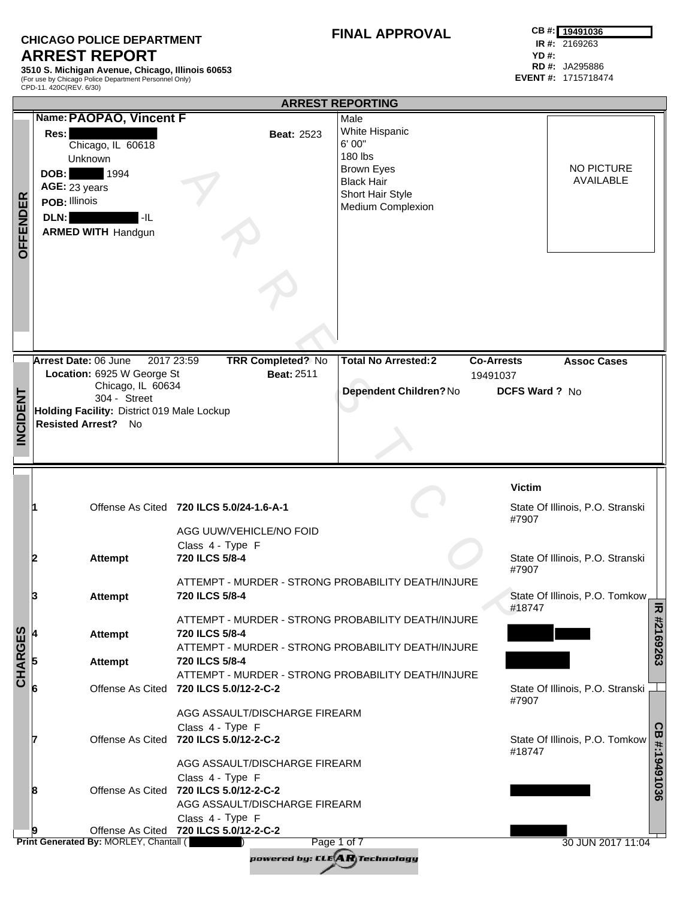**CHICAGO POLICE DEPARTMENT**

# ARREST REPORT

**3510 S. Michigan Avenue, Chicago, Illinois 60653**
(For use by Chicago Police Department Personnel Only)
CPD-11. 420C(REV. 6/30)

## FINAL APPROVAL

**CB #:** 19491036
**IR #:** 2169263
**YD #:**
**RD #:** JA295886
**EVENT #:** 1715718474

## ARREST REPORTING

### OFFENDER

**Name: PAOPAO, Vincent F**
**Res:** [REDACTED]
Chicago, IL 60618
Unknown
**Beat:** 2523
**DOB:** [REDACTED] 1994
**AGE:** 23 years
**POB:** Illinois
**DLN:** [REDACTED] -IL
**ARMED WITH** Handgun

Male
White Hispanic
6' 00"
180 lbs
Brown Eyes
Black Hair
Short Hair Style
Medium Complexion

NO PICTURE AVAILABLE

### INCIDENT

**Arrest Date:** 06 June 2017 23:59
**TRR Completed?** No
**Location:** 6925 W George St
Chicago, IL 60634
304 - Street
**Beat:** 2511
**Holding Facility:** District 019 Male Lockup
**Resisted Arrest?** No

**Total No Arrested:** 2
**Co-Arrests** 19491037
**Assoc Cases**
**Dependent Children?** No
**DCFS Ward ?** No

### CHARGES

| # | Type | Statute / Description | Victim |
|---|---|---|---|
| 1 | Offense As Cited | **720 ILCS 5.0/24-1.6-A-1**<br>AGG UUW/VEHICLE/NO FOID<br>Class 4 - Type F | State Of Illinois, P.O. Stranski #7907 |
| 2 | **Attempt** | **720 ILCS 5/8-4**<br>ATTEMPT - MURDER - STRONG PROBABILITY DEATH/INJURE | State Of Illinois, P.O. Stranski #7907 |
| 3 | **Attempt** | **720 ILCS 5/8-4**<br>ATTEMPT - MURDER - STRONG PROBABILITY DEATH/INJURE | State Of Illinois, P.O. Tomkow #18747 |
| 4 | **Attempt** | **720 ILCS 5/8-4**<br>ATTEMPT - MURDER - STRONG PROBABILITY DEATH/INJURE | [REDACTED] |
| 5 | **Attempt** | **720 ILCS 5/8-4**<br>ATTEMPT - MURDER - STRONG PROBABILITY DEATH/INJURE | [REDACTED] |
| 6 | Offense As Cited | **720 ILCS 5.0/12-2-C-2**<br>AGG ASSAULT/DISCHARGE FIREARM<br>Class 4 - Type F | State Of Illinois, P.O. Stranski #7907 |
| 7 | Offense As Cited | **720 ILCS 5.0/12-2-C-2**<br>AGG ASSAULT/DISCHARGE FIREARM<br>Class 4 - Type F | State Of Illinois, P.O. Tomkow #18747 |
| 8 | Offense As Cited | **720 ILCS 5.0/12-2-C-2**<br>AGG ASSAULT/DISCHARGE FIREARM<br>Class 4 - Type F | [REDACTED] |
| 9 | Offense As Cited | **720 ILCS 5.0/12-2-C-2** | [REDACTED] |

Print Generated By: MORLEY, Chantall ([REDACTED]) 30 JUN 2017 11:04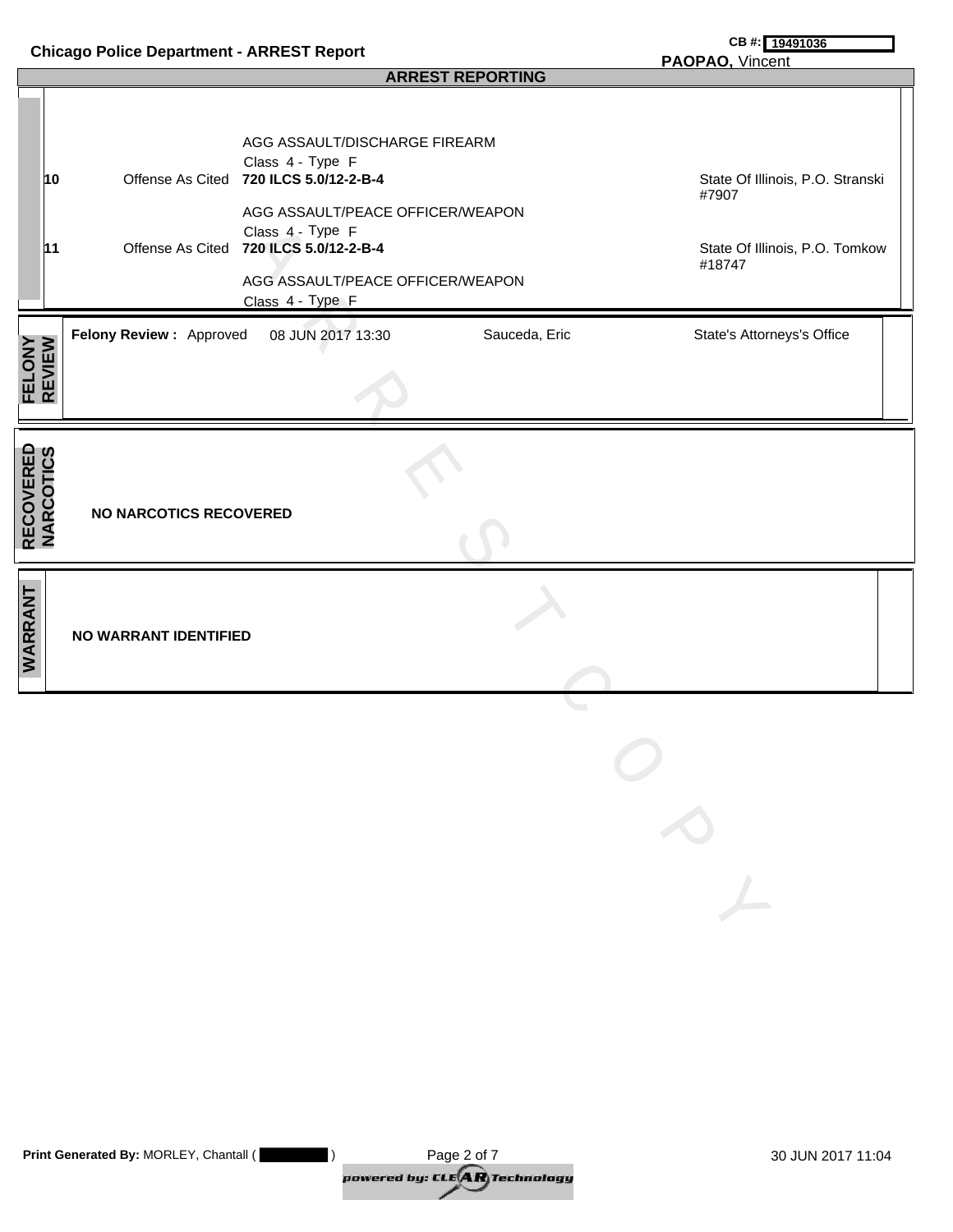Chicago Police Department - ARREST Report

CB #: 19491036
**PAOPAO,** Vincent

## ARREST REPORTING

| | | | |
|---|---|---|---|
| | | AGG ASSAULT/DISCHARGE FIREARM<br>Class 4 - Type F | |
| **10** | Offense As Cited | **720 ILCS 5.0/12-2-B-4**<br>AGG ASSAULT/PEACE OFFICER/WEAPON<br>Class 4 - Type F | State Of Illinois, P.O. Stranski #7907 |
| **11** | Offense As Cited | **720 ILCS 5.0/12-2-B-4**<br>AGG ASSAULT/PEACE OFFICER/WEAPON<br>Class 4 - Type F | State Of Illinois, P.O. Tomkow #18747 |

## FELONY REVIEW

| | | | |
|---|---|---|---|
| **Felony Review :** Approved | 08 JUN 2017 13:30 | Sauceda, Eric | State's Attorneys's Office |

## RECOVERED NARCOTICS

**NO NARCOTICS RECOVERED**

## WARRANT

**NO WARRANT IDENTIFIED**

**Print Generated By:** MORLEY, Chantall ( ) 30 JUN 2017 11:04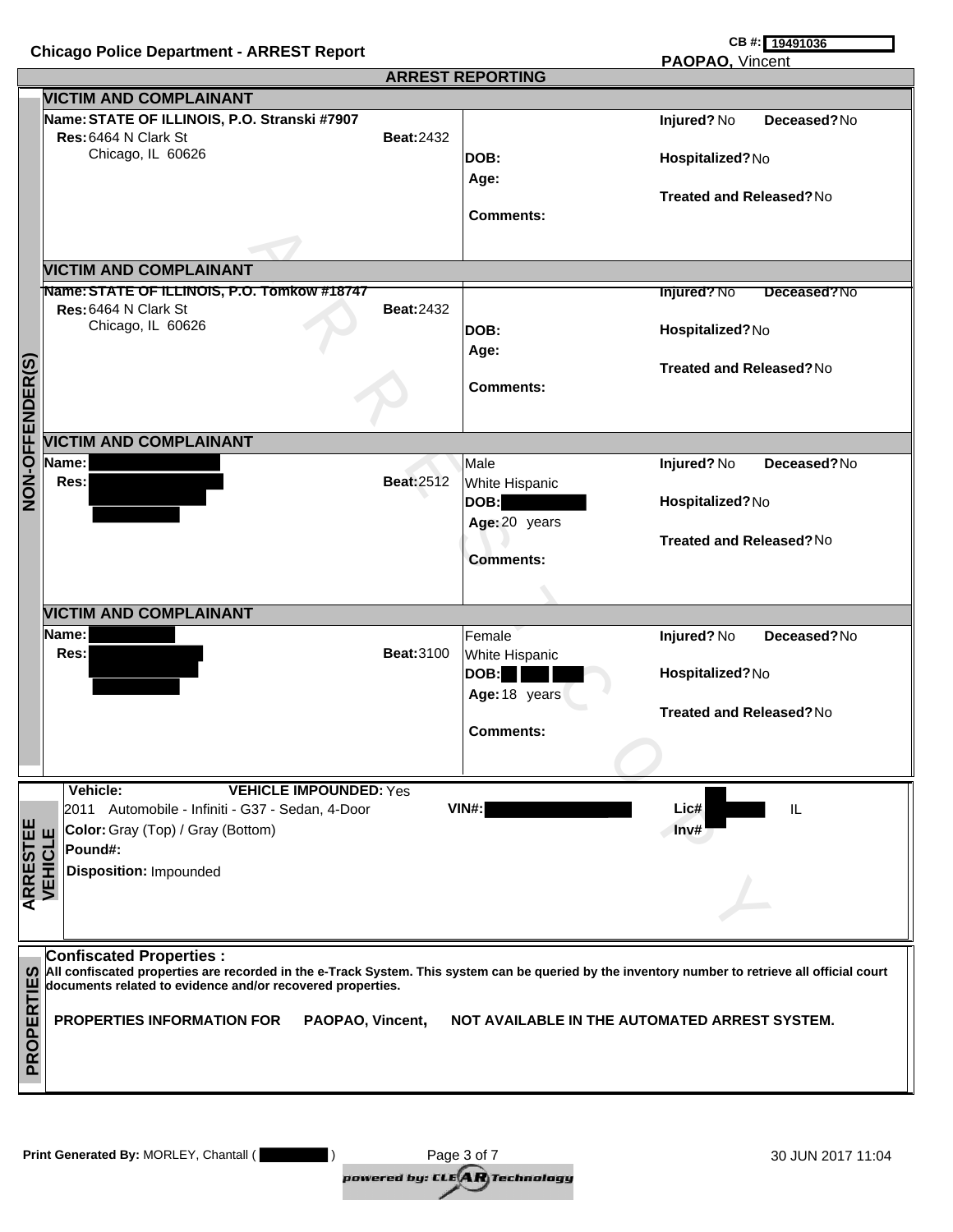**Chicago Police Department - ARREST Report**

**CB #:** 19491036

**PAOPAO,** Vincent

## ARREST REPORTING

### NON-OFFENDER(S)

#### VICTIM AND COMPLAINANT

**Name:** STATE OF ILLINOIS, P.O. Stranski #7907
**Res:** 6464 N Clark St
Chicago, IL 60626
**Beat:** 2432

**DOB:**
**Age:**
**Comments:**

**Injured?** No **Deceased?** No
**Hospitalized?** No
**Treated and Released?** No

#### VICTIM AND COMPLAINANT

**Name:** STATE OF ILLINOIS, P.O. Tomkow #18747
**Res:** 6464 N Clark St
Chicago, IL 60626
**Beat:** 2432

**DOB:**
**Age:**
**Comments:**

**Injured?** No **Deceased?** No
**Hospitalized?** No
**Treated and Released?** No

#### VICTIM AND COMPLAINANT

**Name:** [REDACTED]
**Res:** [REDACTED]
**Beat:** 2512

Male
White Hispanic
**DOB:** [REDACTED]
**Age:** 20 years
**Comments:**

**Injured?** No **Deceased?** No
**Hospitalized?** No
**Treated and Released?** No

#### VICTIM AND COMPLAINANT

**Name:** [REDACTED]
**Res:** [REDACTED]
**Beat:** 3100

Female
White Hispanic
**DOB:** [REDACTED]
**Age:** 18 years
**Comments:**

**Injured?** No **Deceased?** No
**Hospitalized?** No
**Treated and Released?** No

### ARRESTEE VEHICLE

**Vehicle:** **VEHICLE IMPOUNDED:** Yes
2011 Automobile - Infiniti - G37 - Sedan, 4-Door
**VIN#:** [REDACTED]
**Lic#** [REDACTED] IL
**Inv#**
**Color:** Gray (Top) / Gray (Bottom)
**Pound#:**
**Disposition:** Impounded

### PROPERTIES

**Confiscated Properties :**
**All confiscated properties are recorded in the e-Track System. This system can be queried by the inventory number to retrieve all official court documents related to evidence and/or recovered properties.**

**PROPERTIES INFORMATION FOR PAOPAO, Vincent, NOT AVAILABLE IN THE AUTOMATED ARREST SYSTEM.**

**Print Generated By:** MORLEY, Chantall ( [REDACTED] )

30 JUN 2017 11:04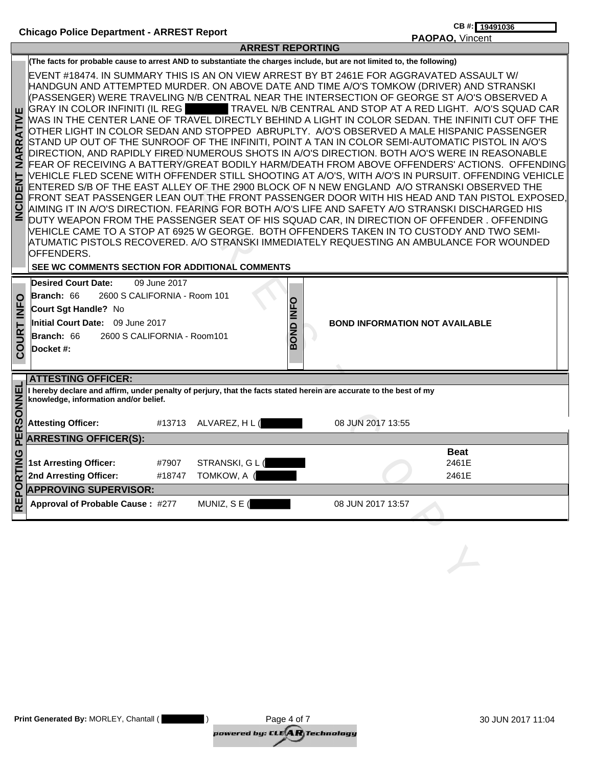**Chicago Police Department - ARREST Report**

**CB #:** 19491036

**PAOPAO,** Vincent

## ARREST REPORTING

### INCIDENT NARRATIVE

**(The facts for probable cause to arrest AND to substantiate the charges include, but are not limited to, the following)**

EVENT #18474. IN SUMMARY THIS IS AN ON VIEW ARREST BY BT 2461E FOR AGGRAVATED ASSAULT W/ HANDGUN AND ATTEMPTED MURDER. ON ABOVE DATE AND TIME A/O'S TOMKOW (DRIVER) AND STRANSKI (PASSENGER) WERE TRAVELING N/B CENTRAL NEAR THE INTERSECTION OF GEORGE ST A/O'S OBSERVED A GRAY IN COLOR INFINITI (IL REG [REDACTED] TRAVEL N/B CENTRAL AND STOP AT A RED LIGHT. A/O'S SQUAD CAR WAS IN THE CENTER LANE OF TRAVEL DIRECTLY BEHIND A LIGHT IN COLOR SEDAN. THE INFINITI CUT OFF THE OTHER LIGHT IN COLOR SEDAN AND STOPPED ABRUPLTY. A/O'S OBSERVED A MALE HISPANIC PASSENGER STAND UP OUT OF THE SUNROOF OF THE INFINITI, POINT A TAN IN COLOR SEMI-AUTOMATIC PISTOL IN A/O'S DIRECTION, AND RAPIDLY FIRED NUMEROUS SHOTS IN A/O'S DIRECTION. BOTH A/O'S WERE IN REASONABLE FEAR OF RECEIVING A BATTERY/GREAT BODILY HARM/DEATH FROM ABOVE OFFENDERS' ACTIONS. OFFENDING VEHICLE FLED SCENE WITH OFFENDER STILL SHOOTING AT A/O'S, WITH A/O'S IN PURSUIT. OFFENDING VEHICLE ENTERED S/B OF THE EAST ALLEY OF THE 2900 BLOCK OF N NEW ENGLAND A/O STRANSKI OBSERVED THE FRONT SEAT PASSENGER LEAN OUT THE FRONT PASSENGER DOOR WITH HIS HEAD AND TAN PISTOL EXPOSED, AIMING IT IN A/O'S DIRECTION. FEARING FOR BOTH A/O'S LIFE AND SAFETY A/O STRANSKI DISCHARGED HIS DUTY WEAPON FROM THE PASSENGER SEAT OF HIS SQUAD CAR, IN DIRECTION OF OFFENDER . OFFENDING VEHICLE CAME TO A STOP AT 6925 W GEORGE. BOTH OFFENDERS TAKEN IN TO CUSTODY AND TWO SEMI-ATUMATIC PISTOLS RECOVERED. A/O STRANSKI IMMEDIATELY REQUESTING AN AMBULANCE FOR WOUNDED OFFENDERS.

**SEE WC COMMENTS SECTION FOR ADDITIONAL COMMENTS**

### COURT INFO

**Desired Court Date:** 09 June 2017
**Branch:** 66 2600 S CALIFORNIA - Room 101
**Court Sgt Handle?** No
**Initial Court Date:** 09 June 2017
**Branch:** 66 2600 S CALIFORNIA - Room101
**Docket #:**

### BOND INFO

**BOND INFORMATION NOT AVAILABLE**

### REPORTING PERSONNEL

**ATTESTING OFFICER:**

**I hereby declare and affirm, under penalty of perjury, that the facts stated herein are accurate to the best of my knowledge, information and/or belief.**

| | | | |
|---|---|---|---|
| **Attesting Officer:** | #13713 | ALVAREZ, H L ([REDACTED] | 08 JUN 2017 13:55 |

**ARRESTING OFFICER(S):**

| | | | **Beat** |
|---|---|---|---|
| **1st Arresting Officer:** | #7907 | STRANSKI, G L ([REDACTED] | 2461E |
| **2nd Arresting Officer:** | #18747 | TOMKOW, A ([REDACTED] | 2461E |

**APPROVING SUPERVISOR:**

| | | | |
|---|---|---|---|
| **Approval of Probable Cause :** | #277 | MUNIZ, S E ([REDACTED] | 08 JUN 2017 13:57 |

**Print Generated By:** MORLEY, Chantall ( [REDACTED] ) 30 JUN 2017 11:04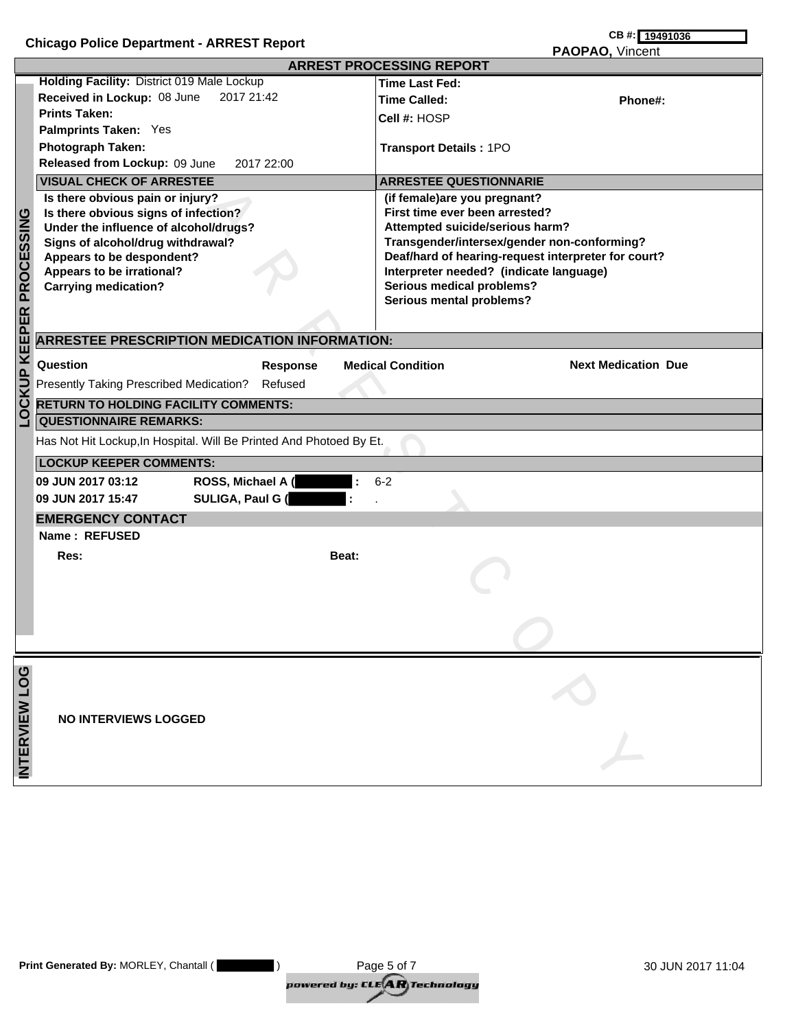**Chicago Police Department - ARREST Report**

**CB #:** 19491036

**PAOPAO,** Vincent

## ARREST PROCESSING REPORT

### LOCKUP KEEPER PROCESSING

**Holding Facility:** District 019 Male Lockup
**Received in Lockup:** 08 June 2017 21:42
**Prints Taken:**
**Palmprints Taken:** Yes
**Photograph Taken:**
**Released from Lockup:** 09 June 2017 22:00

**Time Last Fed:**
**Time Called:** **Phone#:**
**Cell #:** HOSP
**Transport Details :** 1PO

#### VISUAL CHECK OF ARRESTEE

- **Is there obvious pain or injury?**
- **Is there obvious signs of infection?**
- **Under the influence of alcohol/drugs?**
- **Signs of alcohol/drug withdrawal?**
- **Appears to be despondent?**
- **Appears to be irrational?**
- **Carrying medication?**

#### ARRESTEE QUESTIONNARIE

- **(if female)are you pregnant?**
- **First time ever been arrested?**
- **Attempted suicide/serious harm?**
- **Transgender/intersex/gender non-conforming?**
- **Deaf/hard of hearing-request interpreter for court?**
- **Interpreter needed? (indicate language)**
- **Serious medical problems?**
- **Serious mental problems?**

#### ARRESTEE PRESCRIPTION MEDICATION INFORMATION:

| Question | Response | Medical Condition | Next Medication Due |
|---|---|---|---|
| Presently Taking Prescribed Medication? | Refused | | |

#### RETURN TO HOLDING FACILITY COMMENTS:

#### QUESTIONNAIRE REMARKS:

Has Not Hit Lockup,In Hospital. Will Be Printed And Photoed By Et.

#### LOCKUP KEEPER COMMENTS:

| | | |
|---|---|---|
| 09 JUN 2017 03:12 | ROSS, Michael A ( ) : | 6-2 |
| 09 JUN 2017 15:47 | SULIGA, Paul G ( ) : | . |

#### EMERGENCY CONTACT

**Name : REFUSED**

**Res:** **Beat:**

### INTERVIEW LOG

**NO INTERVIEWS LOGGED**

**Print Generated By:** MORLEY, Chantall ( ) 30 JUN 2017 11:04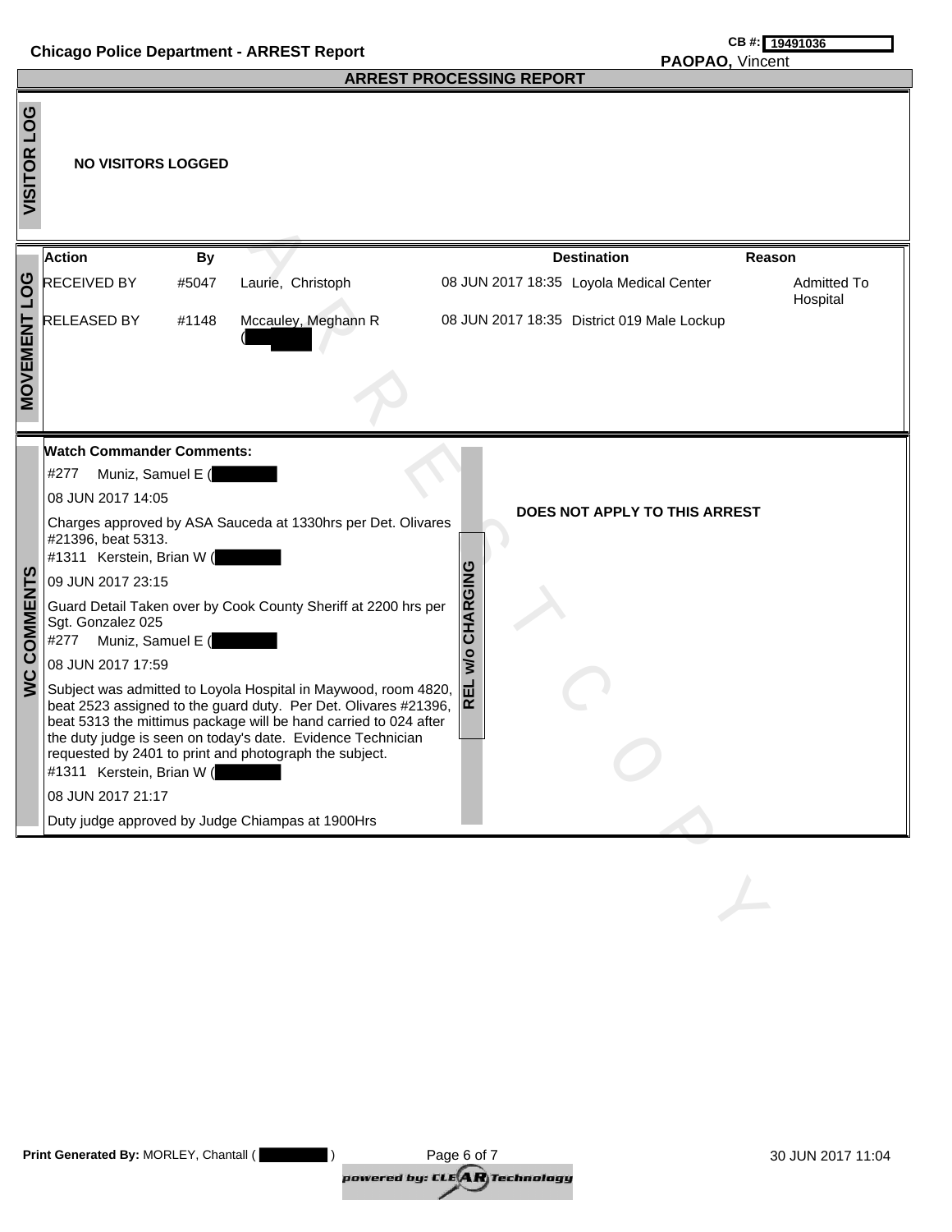Chicago Police Department - ARREST Report

CB #: 19491036

PAOPAO, Vincent

## ARREST PROCESSING REPORT

### VISITOR LOG

**NO VISITORS LOGGED**

### MOVEMENT LOG

| Action | By | | | Destination | Reason |
|---|---|---|---|---|---|
| RECEIVED BY | #5047 | Laurie, Christoph | 08 JUN 2017 18:35 | Loyola Medical Center | Admitted To Hospital |
| RELEASED BY | #1148 | Mccauley, Meghann R ( ) | 08 JUN 2017 18:35 | District 019 Male Lockup | |

### WC COMMENTS

**Watch Commander Comments:**

#277 Muniz, Samuel E ( 

08 JUN 2017 14:05

Charges approved by ASA Sauceda at 1330hrs per Det. Olivares #21396, beat 5313.

#1311 Kerstein, Brian W ( 

09 JUN 2017 23:15

Guard Detail Taken over by Cook County Sheriff at 2200 hrs per Sgt. Gonzalez 025

#277 Muniz, Samuel E ( 

08 JUN 2017 17:59

Subject was admitted to Loyola Hospital in Maywood, room 4820, beat 2523 assigned to the guard duty. Per Det. Olivares #21396, beat 5313 the mittimus package will be hand carried to 024 after the duty judge is seen on today's date. Evidence Technician requested by 2401 to print and photograph the subject.

#1311 Kerstein, Brian W ( 

08 JUN 2017 21:17

Duty judge approved by Judge Chiampas at 1900Hrs

### REL w/o CHARGING

**DOES NOT APPLY TO THIS ARREST**

Print Generated By: MORLEY, Chantall ( ) 30 JUN 2017 11:04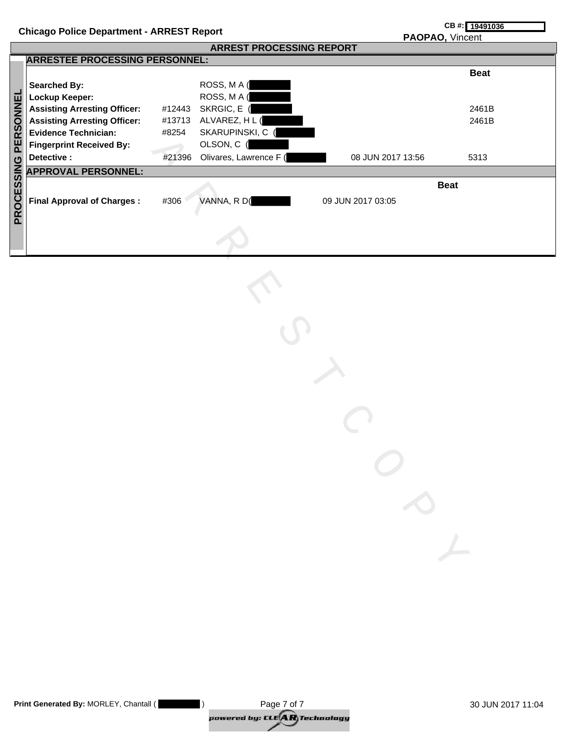**Chicago Police Department - ARREST Report**

**CB #:** 19491036

**PAOPAO,** Vincent

## ARREST PROCESSING REPORT

### PROCESSING PERSONNEL

**ARRESTEE PROCESSING PERSONNEL:**

| | | | | **Beat** |
|---|---|---|---|---|
| **Searched By:** | | ROSS, M A ( | | |
| **Lockup Keeper:** | | ROSS, M A ( | | |
| **Assisting Arresting Officer:** | #12443 | SKRGIC, E ( | | 2461B |
| **Assisting Arresting Officer:** | #13713 | ALVAREZ, H L ( | | 2461B |
| **Evidence Technician:** | #8254 | SKARUPINSKI, C ( | | |
| **Fingerprint Received By:** | | OLSON, C ( | | |
| **Detective :** | #21396 | Olivares, Lawrence F ( | 08 JUN 2017 13:56 | 5313 |

**APPROVAL PERSONNEL:**

| | | | | **Beat** |
|---|---|---|---|---|
| **Final Approval of Charges :** | #306 | VANNA, R D( | 09 JUN 2017 03:05 | |

**Print Generated By:** MORLEY, Chantall ( )

30 JUN 2017 11:04